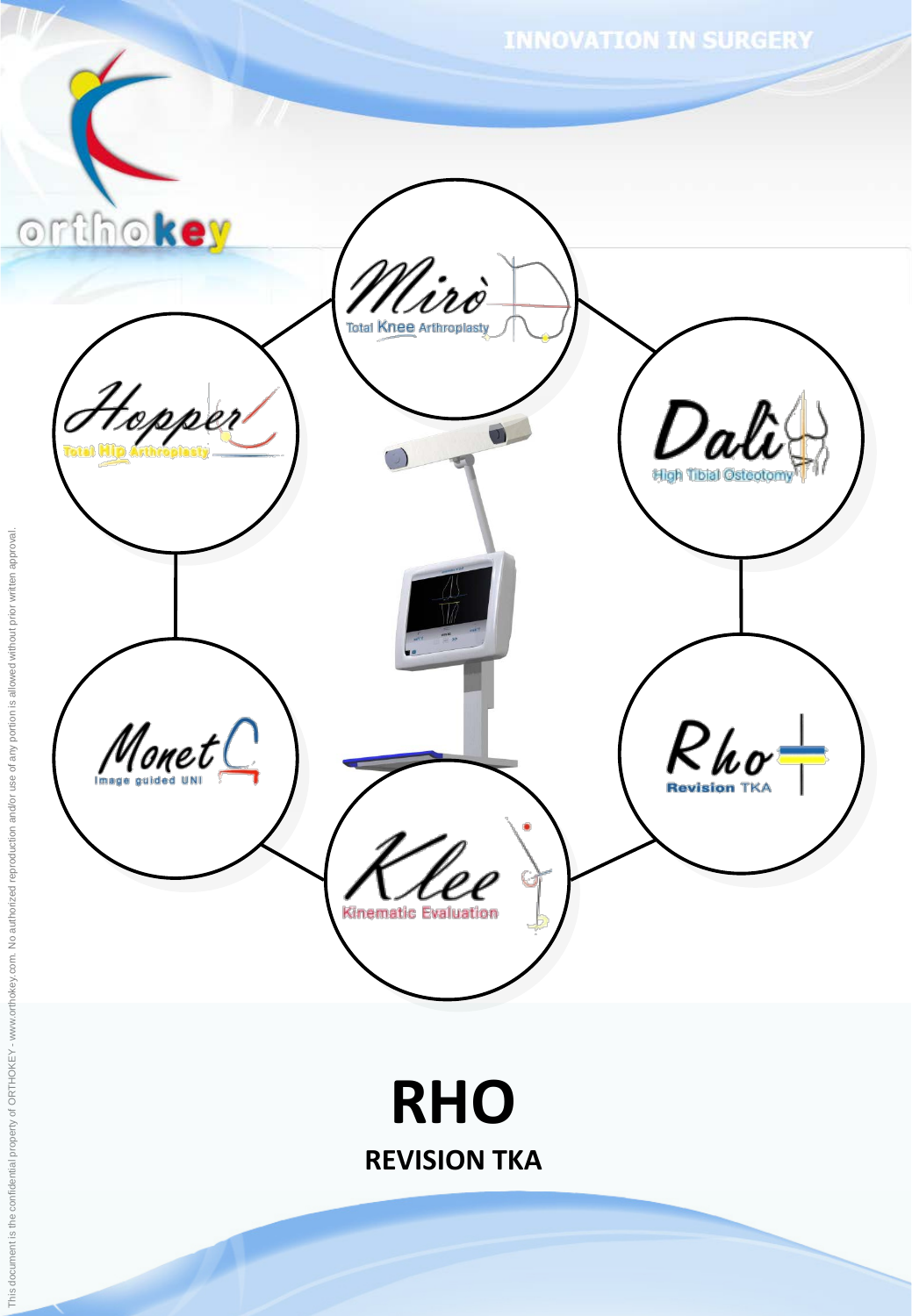INNOVATION IN SURGERY

orthokey

Mirò
Total Knee Arthroplasty

Hopper
Total Hip Arthroplasty

Dalì
High Tibial Osteotomy

Monet
Image guided UNI

Rho
Revision TKA

Klee
Kinematic Evaluation

# RHO

## REVISION TKA

This document is the confidential property of ORTHOKEY - www.orthokey.com. No authorized reproduction and/or use of any portion is allowed without prior written approval.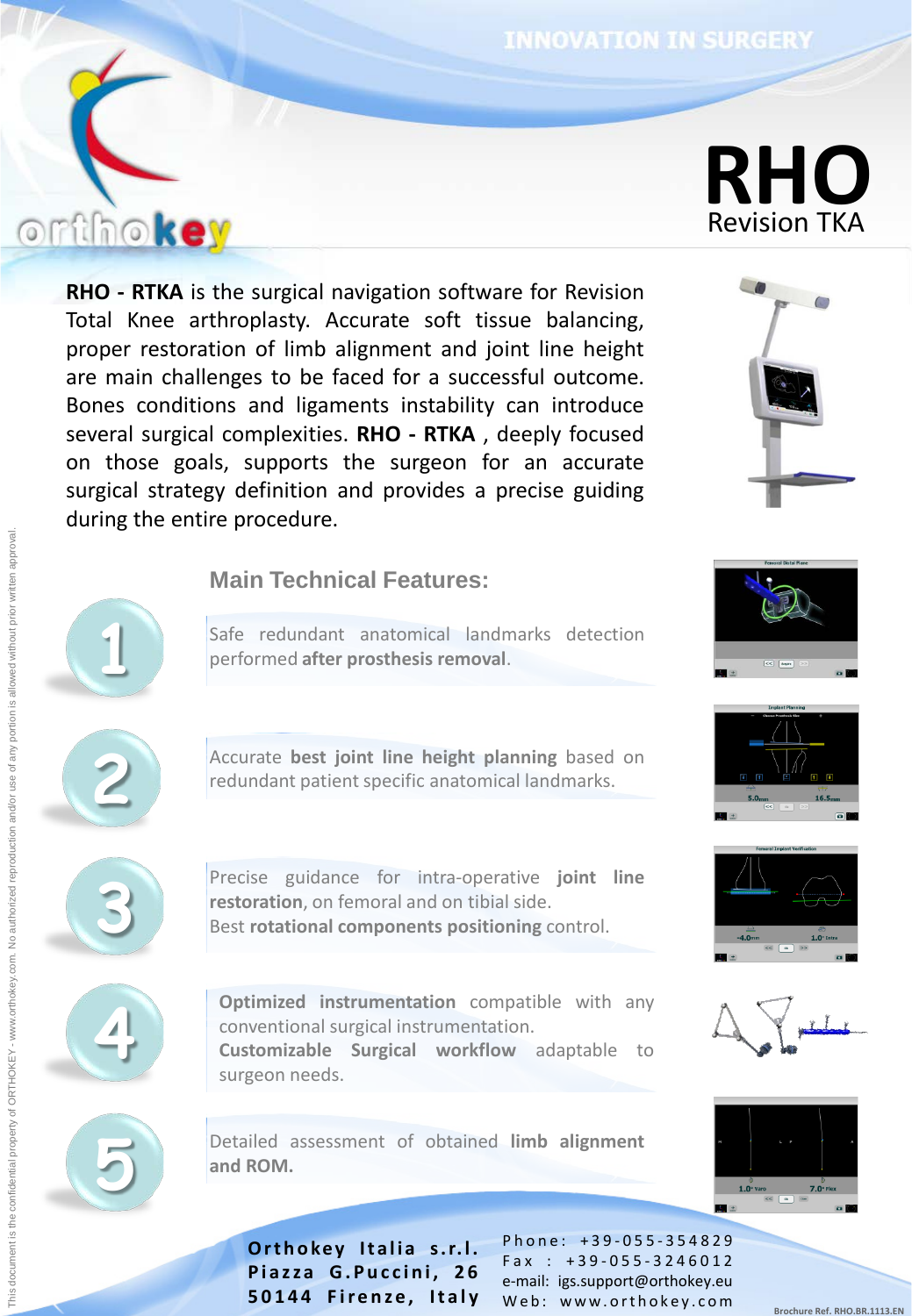INNOVATION IN SURGERY

orthokey

# RHO

Revision TKA

**RHO - RTKA** is the surgical navigation software for Revision Total Knee arthroplasty. Accurate soft tissue balancing, proper restoration of limb alignment and joint line height are main challenges to be faced for a successful outcome. Bones conditions and ligaments instability can introduce several surgical complexities. **RHO - RTKA** , deeply focused on those goals, supports the surgeon for an accurate surgical strategy definition and provides a precise guiding during the entire procedure.

## Main Technical Features:

1. Safe redundant anatomical landmarks detection performed **after prosthesis removal**.

2. Accurate **best joint line height planning** based on redundant patient specific anatomical landmarks.

3. Precise guidance for intra-operative **joint line restoration**, on femoral and on tibial side. Best **rotational components positioning** control.

4. **Optimized instrumentation** compatible with any conventional surgical instrumentation. **Customizable Surgical workflow** adaptable to surgeon needs.

5. Detailed assessment of obtained **limb alignment and ROM.**

**Orthokey Italia s.r.l.**
**Piazza G.Puccini, 26**
**50144 Firenze, Italy**

Phone: +39-055-354829
Fax : +39-055-3246012
e-mail: igs.support@orthokey.eu
Web: www.orthokey.com

Brochure Ref. RHO.BR.1113.EN

This document is the confidential property of ORTHOKEY - www.orthokey.com. No authorized reproduction and/or use of any portion is allowed without prior written approval.